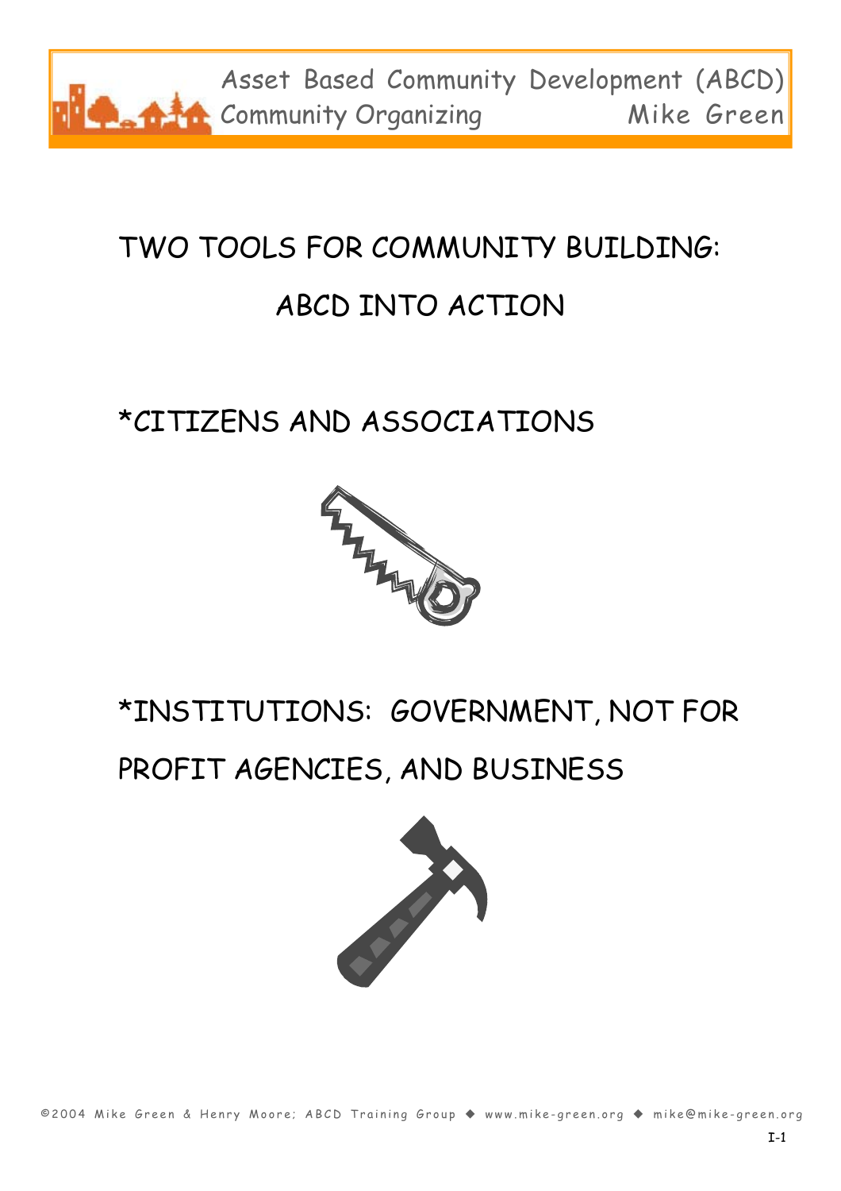# TWO TOOLS FOR COMMUNITY BUILDING: ABCD INTO ACTION

*CITIZENS AND ASSOCIATIONS

*INSTITUTIONS: GOVERNMENT, NOT FOR PROFIT AGENCIES, AND BUSINESS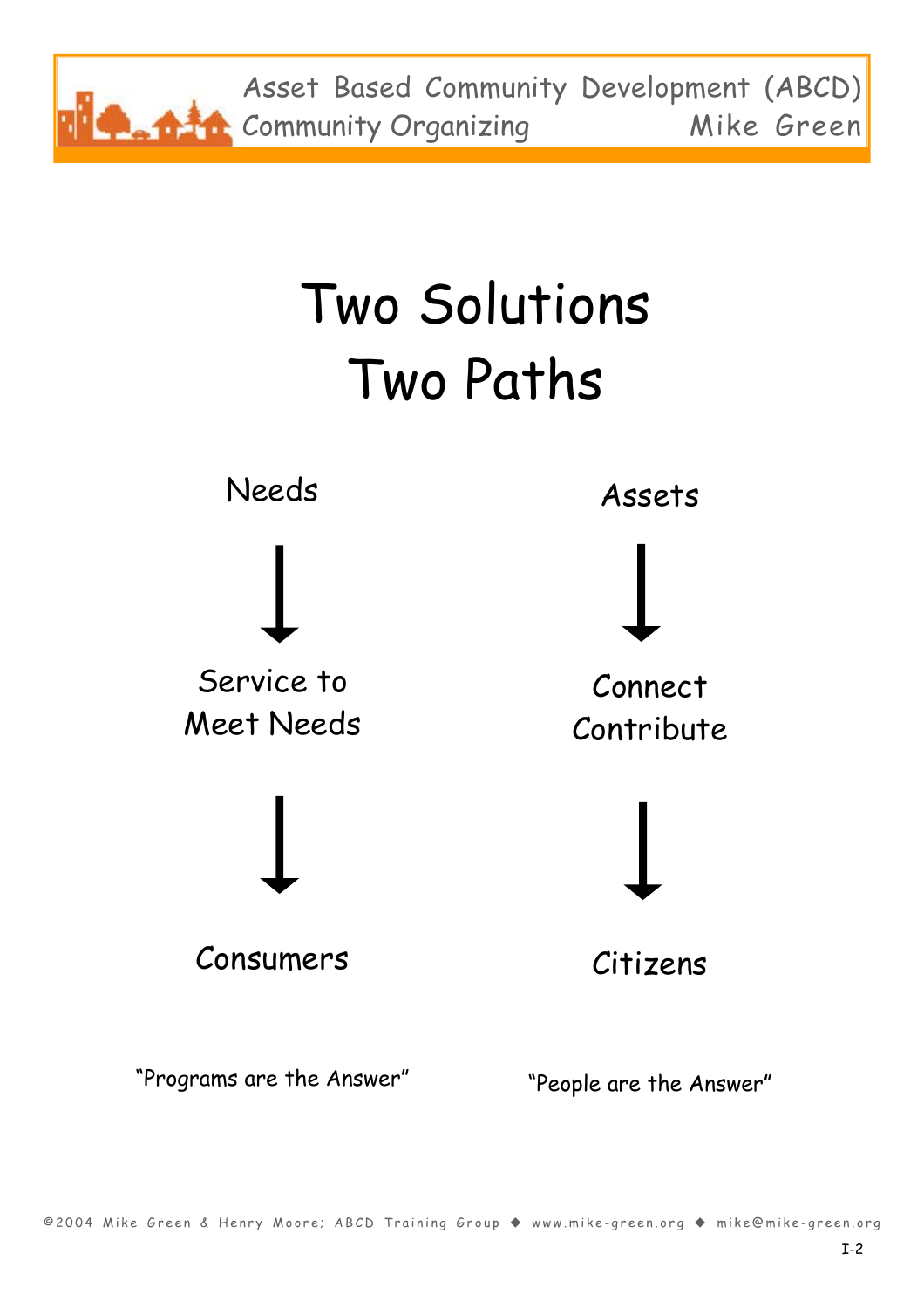# Two Solutions
# Two Paths

| Needs | Assets |
|---|---|
| ↓ | ↓ |
| Service to Meet Needs | Connect Contribute |
| ↓ | ↓ |
| Consumers | Citizens |
| "Programs are the Answer" | "People are the Answer" |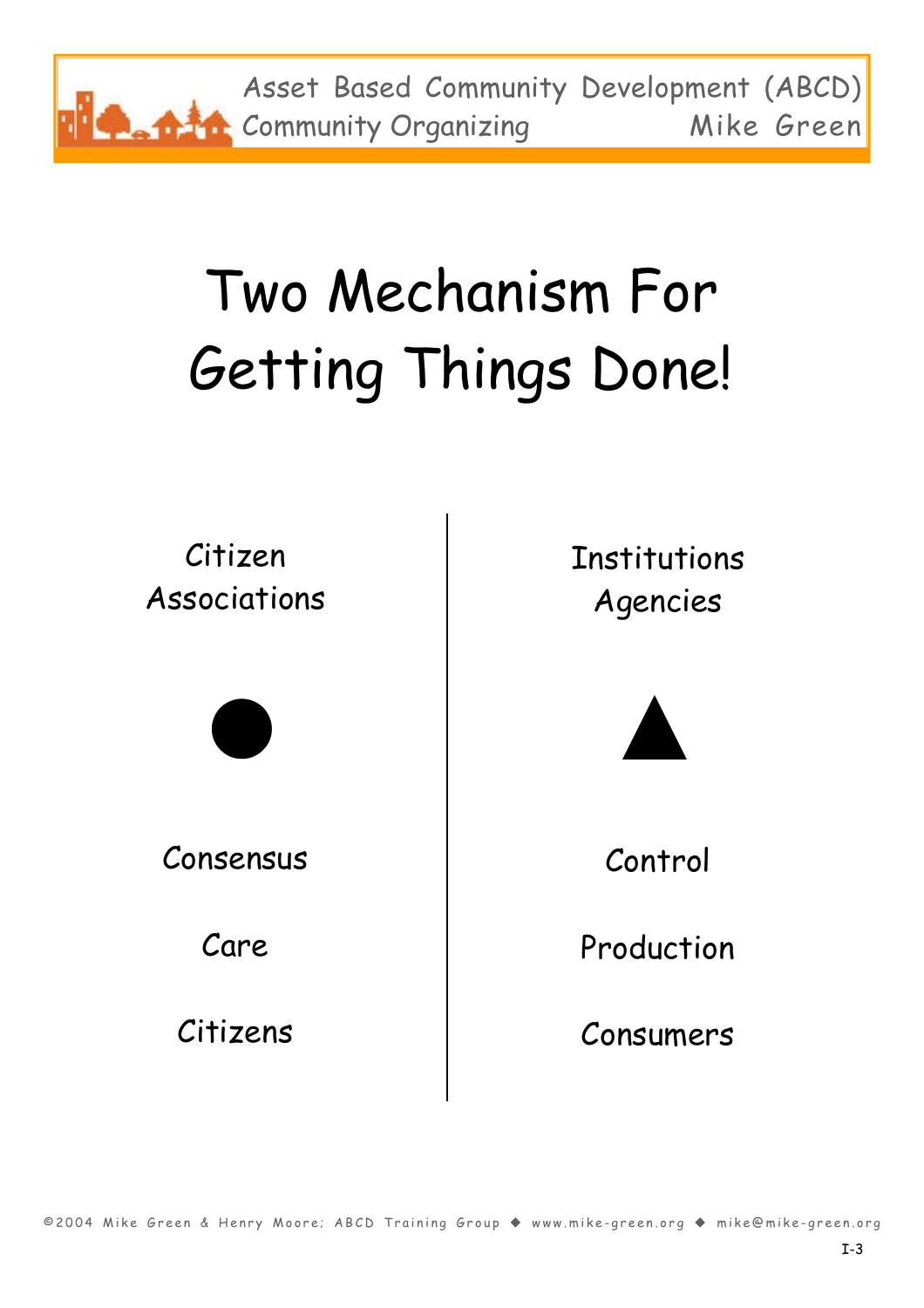# Two Mechanism For Getting Things Done!

| Citizen Associations | Institutions Agencies |
| --- | --- |
| ● | ▲ |
| Consensus | Control |
| Care | Production |
| Citizens | Consumers |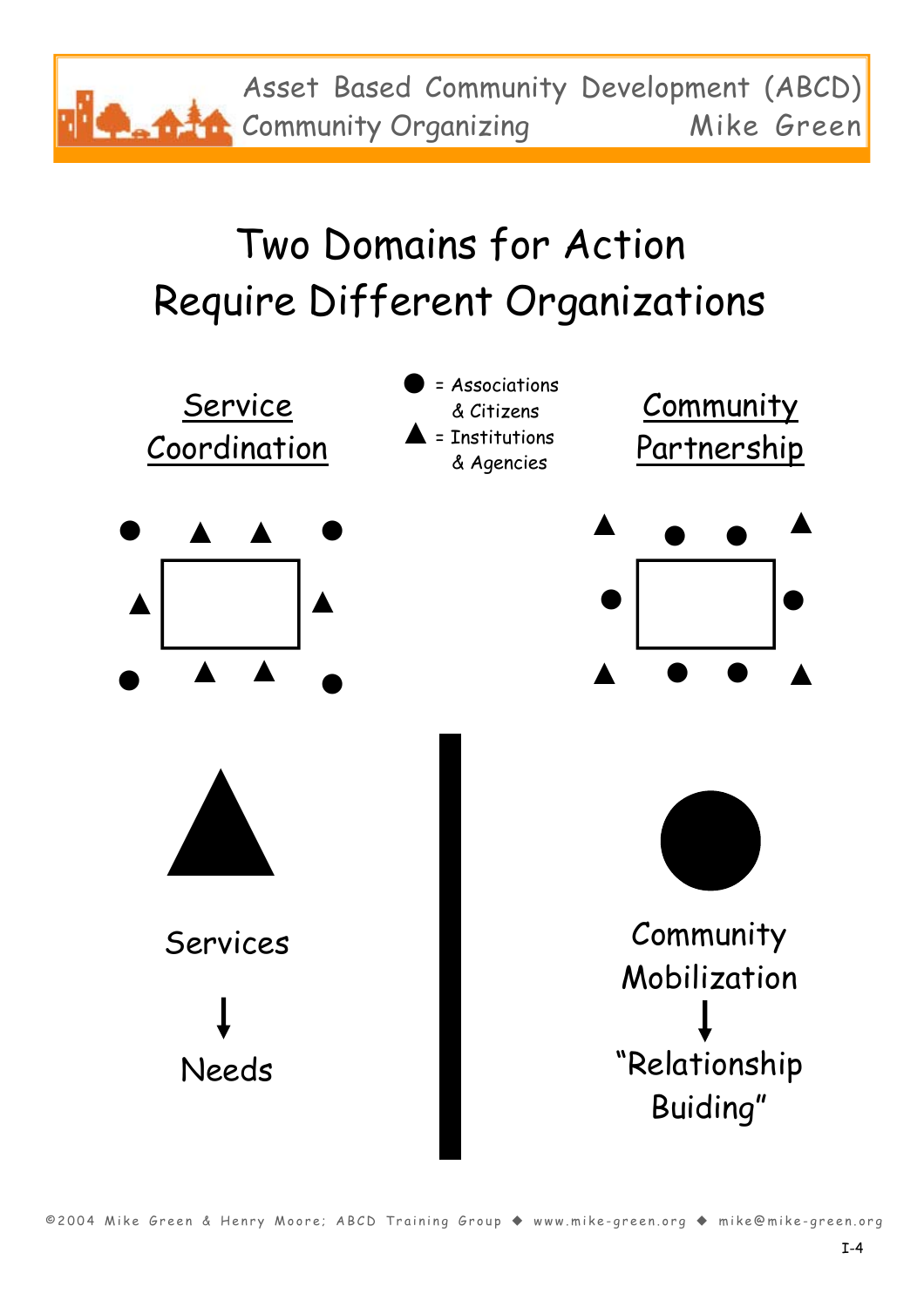# Two Domains for Action Require Different Organizations

● = Associations & Citizens
▲ = Institutions & Agencies

| Service Coordination | Community Partnership |
|---|---|
| Services | Community Mobilization |
| ↓ | ↓ |
| Needs | "Relationship Buiding" |

©2004 Mike Green & Henry Moore; ABCD Training Group ◆ www.mike-green.org ◆ mike@mike-green.org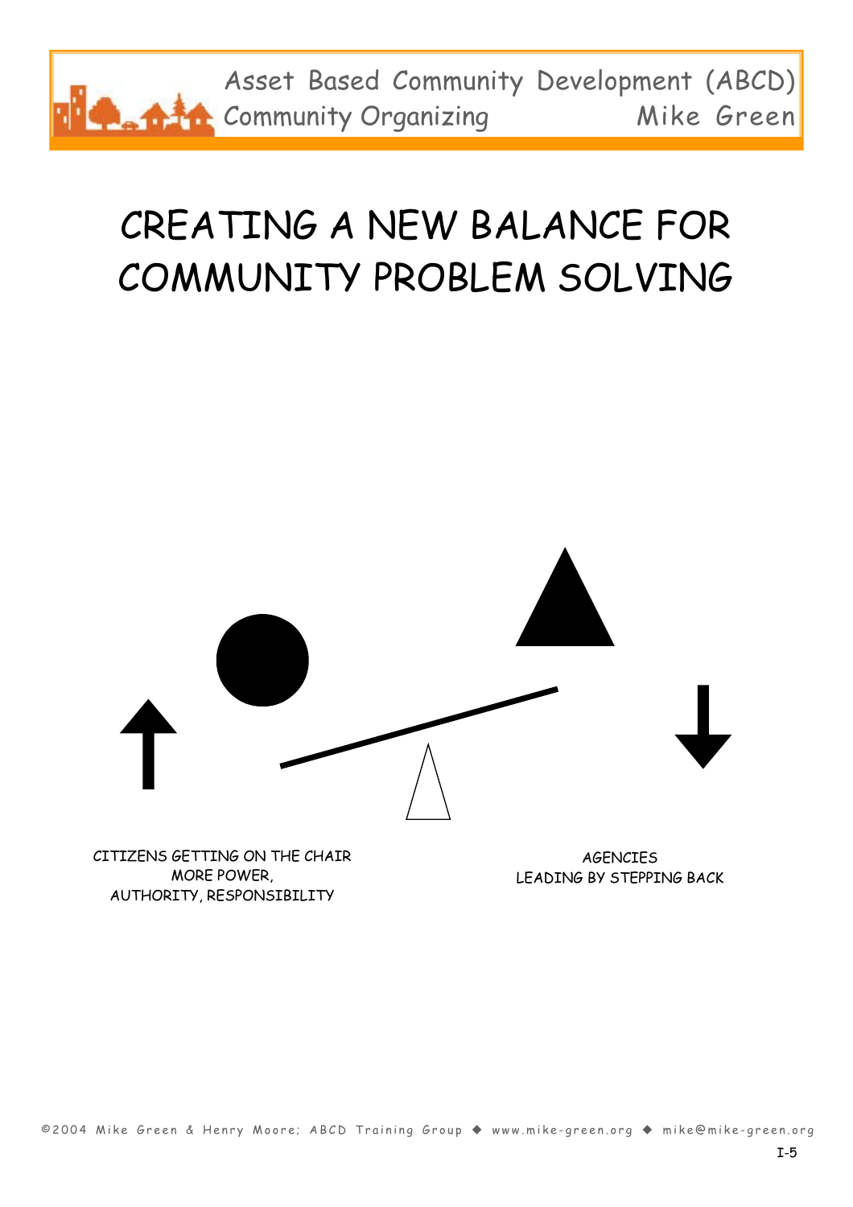# CREATING A NEW BALANCE FOR COMMUNITY PROBLEM SOLVING

CITIZENS GETTING ON THE CHAIR
MORE POWER,
AUTHORITY, RESPONSIBILITY

AGENCIES
LEADING BY STEPPING BACK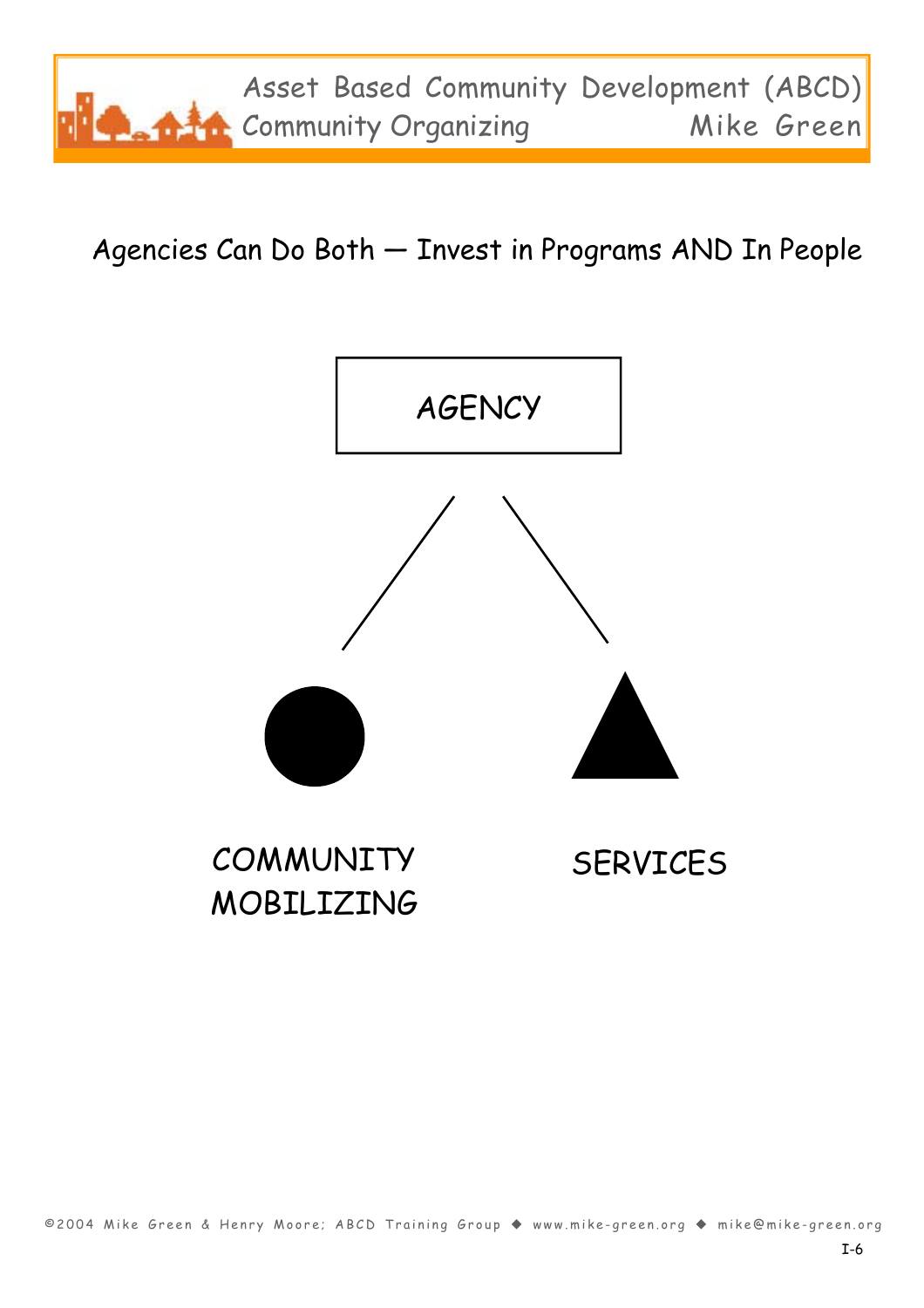## Agencies Can Do Both — Invest in Programs AND In People

AGENCY

COMMUNITY MOBILIZING

SERVICES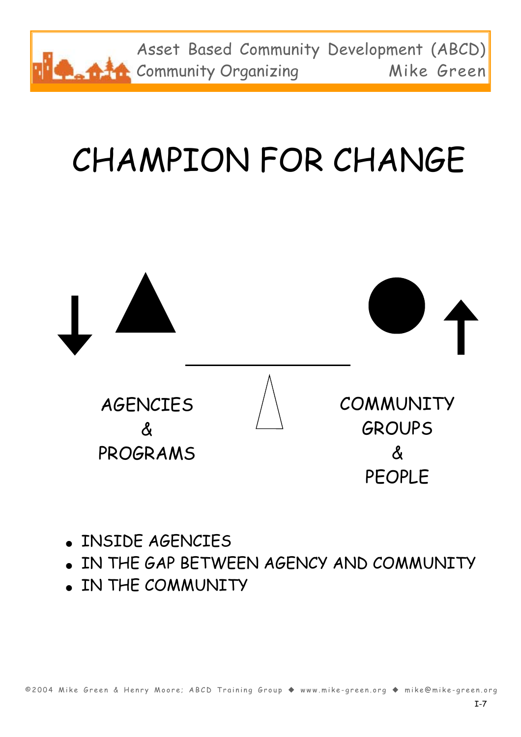# CHAMPION FOR CHANGE

AGENCIES
&
PROGRAMS

COMMUNITY
GROUPS
&
PEOPLE

- INSIDE AGENCIES
- IN THE GAP BETWEEN AGENCY AND COMMUNITY
- IN THE COMMUNITY